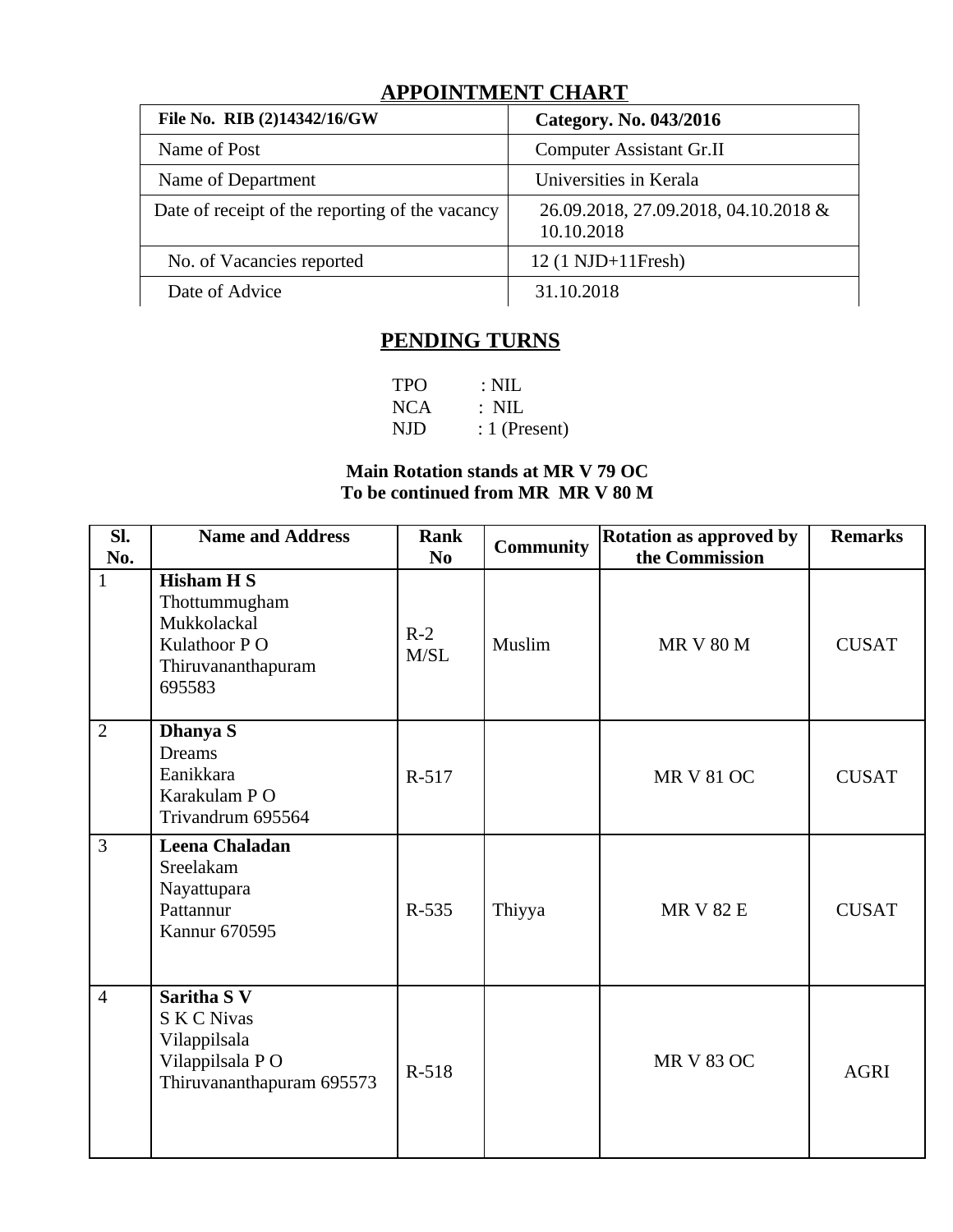## APPOINTMENT CHART

| File No. RIB (2)14342/16/GW | Category. No. 043/2016 |
|---|---|
| Name of Post | Computer Assistant Gr.II |
| Name of Department | Universities in Kerala |
| Date of receipt of the reporting of the vacancy | 26.09.2018, 27.09.2018, 04.10.2018 & 10.10.2018 |
| No. of Vacancies reported | 12 (1 NJD+11Fresh) |
| Date of Advice | 31.10.2018 |

## PENDING TURNS

TPO : NIL
NCA : NIL
NJD : 1 (Present)

**Main Rotation stands at MR V 79 OC**
**To be continued from MR MR V 80 M**

| Sl. No. | Name and Address | Rank No | Community | Rotation as approved by the Commission | Remarks |
|---|---|---|---|---|---|
| 1 | **Hisham H S**<br>Thottummugham<br>Mukkolackal<br>Kulathoor P O<br>Thiruvananthapuram<br>695583 | R-2 M/SL | Muslim | MR V 80 M | CUSAT |
| 2 | **Dhanya S**<br>Dreams<br>Eanikkara<br>Karakulam P O<br>Trivandrum 695564 | R-517 | | MR V 81 OC | CUSAT |
| 3 | **Leena Chaladan**<br>Sreelakam<br>Nayattupara<br>Pattannur<br>Kannur 670595 | R-535 | Thiyya | MR V 82 E | CUSAT |
| 4 | **Saritha S V**<br>S K C Nivas<br>Vilappilsala<br>Vilappilsala P O<br>Thiruvananthapuram 695573 | R-518 | | MR V 83 OC | AGRI |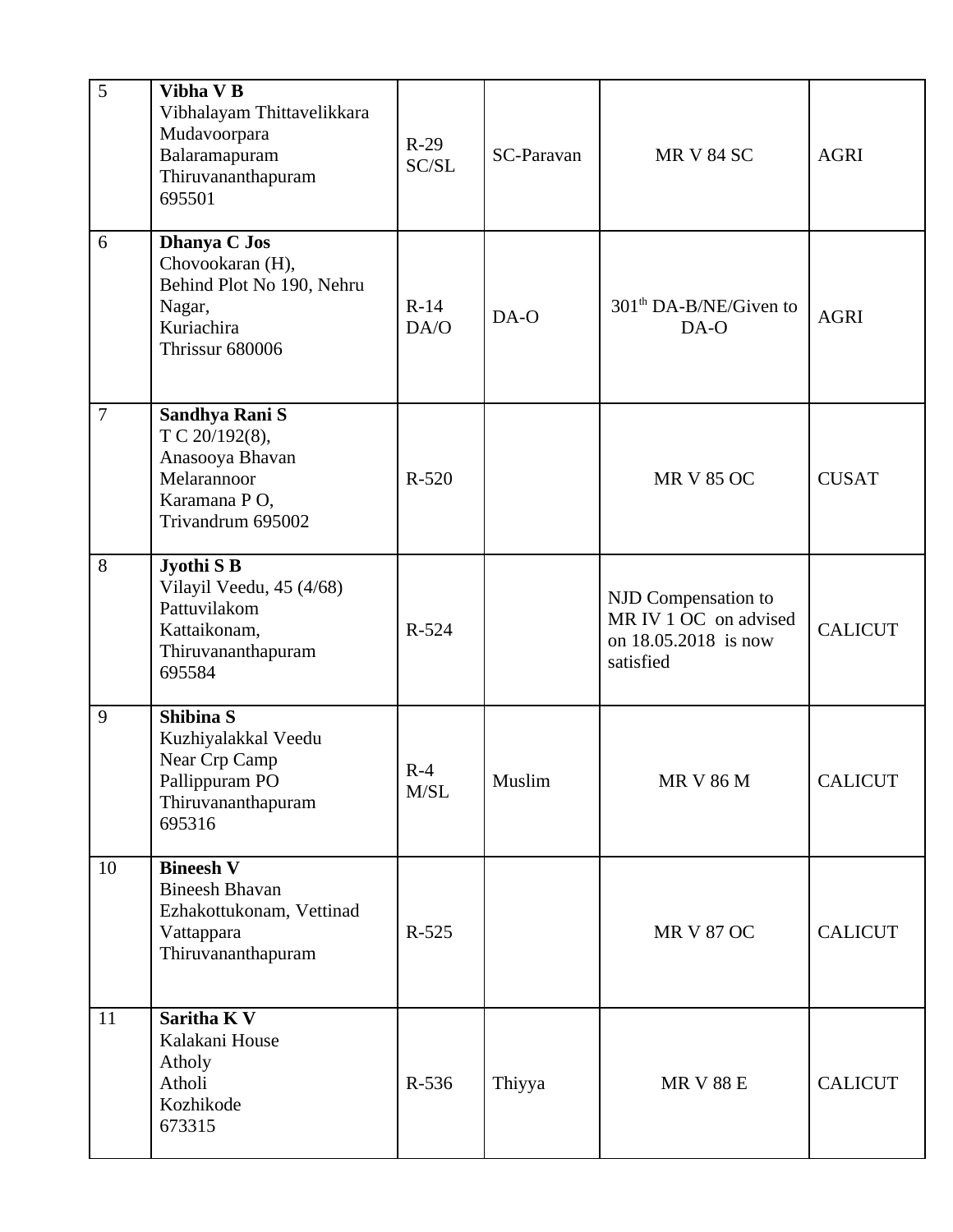| 5 | **Vibha V B**<br>Vibhalayam Thittavelikkara<br>Mudavoorpara<br>Balaramapuram<br>Thiruvananthapuram<br>695501 | R-29 SC/SL | SC-Paravan | MR V 84 SC | AGRI |
|---|---|---|---|---|---|
| 6 | **Dhanya C Jos**<br>Chovookaran (H),<br>Behind Plot No 190, Nehru Nagar,<br>Kuriachira<br>Thrissur 680006 | R-14 DA/O | DA-O | 301th DA-B/NE/Given to DA-O | AGRI |
| 7 | **Sandhya Rani S**<br>T C 20/192(8),<br>Anasooya Bhavan<br>Melarannoor<br>Karamana P O,<br>Trivandrum 695002 | R-520 | | MR V 85 OC | CUSAT |
| 8 | **Jyothi S B**<br>Vilayil Veedu, 45 (4/68)<br>Pattuvilakom<br>Kattaikonam,<br>Thiruvananthapuram<br>695584 | R-524 | | NJD Compensation to MR IV 1 OC on advised on 18.05.2018 is now satisfied | CALICUT |
| 9 | **Shibina S**<br>Kuzhiyalakkal Veedu<br>Near Crp Camp<br>Pallippuram PO<br>Thiruvananthapuram<br>695316 | R-4 M/SL | Muslim | MR V 86 M | CALICUT |
| 10 | **Bineesh V**<br>Bineesh Bhavan<br>Ezhakottukonam, Vettinad<br>Vattappara<br>Thiruvananthapuram | R-525 | | MR V 87 OC | CALICUT |
| 11 | **Saritha K V**<br>Kalakani House<br>Atholy<br>Atholi<br>Kozhikode<br>673315 | R-536 | Thiyya | MR V 88 E | CALICUT |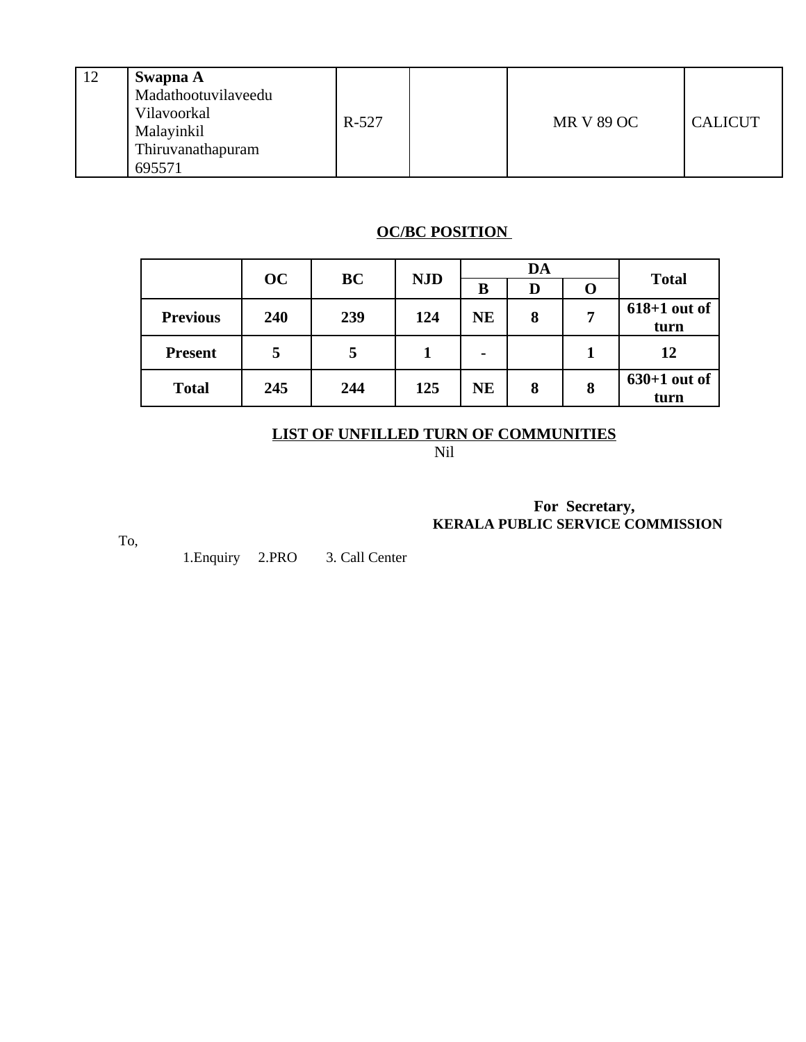| | | | | | |
|---|---|---|---|---|---|
| 12 | **Swapna A**<br>Madathootuvilaveedu<br>Vilavoorkal<br>Malayinkil<br>Thiruvanathapuram<br>695571 | R-527 | | MR V 89 OC | CALICUT |

## OC/BC POSITION

| | OC | BC | NJD | DA | | | Total |
|---|---|---|---|---|---|---|---|
| | | | | B | D | O | |
| **Previous** | **240** | **239** | **124** | **NE** | **8** | **7** | **618+1 out of turn** |
| **Present** | **5** | **5** | **1** | **-** | | **1** | **12** |
| **Total** | **245** | **244** | **125** | **NE** | **8** | **8** | **630+1 out of turn** |

## LIST OF UNFILLED TURN OF COMMUNITIES

Nil

**For Secretary,**
**KERALA PUBLIC SERVICE COMMISSION**

To,

1.Enquiry 2.PRO 3. Call Center